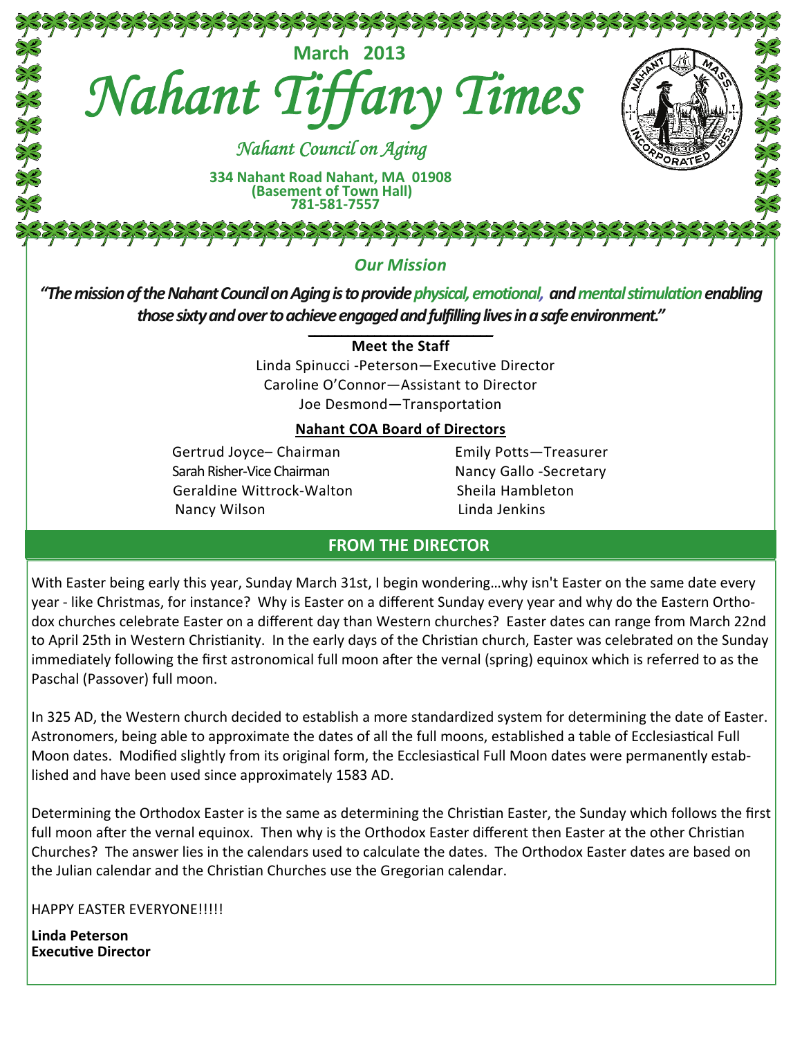March 2013

# Nahant Tiffany Times

*Nahant Council on Aging*

**334 Nahant Road Nahant, MA 01908**
**(Basement of Town Hall)**
**781-581-7557**

## *Our Mission*

***"The mission of the Nahant Council on Aging is to provide physical, emotional, and mental stimulation enabling those sixty and over to achieve engaged and fulfilling lives in a safe environment."***

**Meet the Staff**

Linda Spinucci -Peterson—Executive Director
Caroline O'Connor—Assistant to Director
Joe Desmond—Transportation

**Nahant COA Board of Directors**

Gertrud Joyce– Chairman
Sarah Risher-Vice Chairman
Geraldine Wittrock-Walton
Nancy Wilson
Emily Potts—Treasurer
Nancy Gallo -Secretary
Sheila Hambleton
Linda Jenkins

## FROM THE DIRECTOR

With Easter being early this year, Sunday March 31st, I begin wondering…why isn't Easter on the same date every year - like Christmas, for instance? Why is Easter on a different Sunday every year and why do the Eastern Orthodox churches celebrate Easter on a different day than Western churches? Easter dates can range from March 22nd to April 25th in Western Christianity. In the early days of the Christian church, Easter was celebrated on the Sunday immediately following the first astronomical full moon after the vernal (spring) equinox which is referred to as the Paschal (Passover) full moon.

In 325 AD, the Western church decided to establish a more standardized system for determining the date of Easter. Astronomers, being able to approximate the dates of all the full moons, established a table of Ecclesiastical Full Moon dates. Modified slightly from its original form, the Ecclesiastical Full Moon dates were permanently established and have been used since approximately 1583 AD.

Determining the Orthodox Easter is the same as determining the Christian Easter, the Sunday which follows the first full moon after the vernal equinox. Then why is the Orthodox Easter different then Easter at the other Christian Churches? The answer lies in the calendars used to calculate the dates. The Orthodox Easter dates are based on the Julian calendar and the Christian Churches use the Gregorian calendar.

HAPPY EASTER EVERYONE!!!!!

**Linda Peterson**
**Executive Director**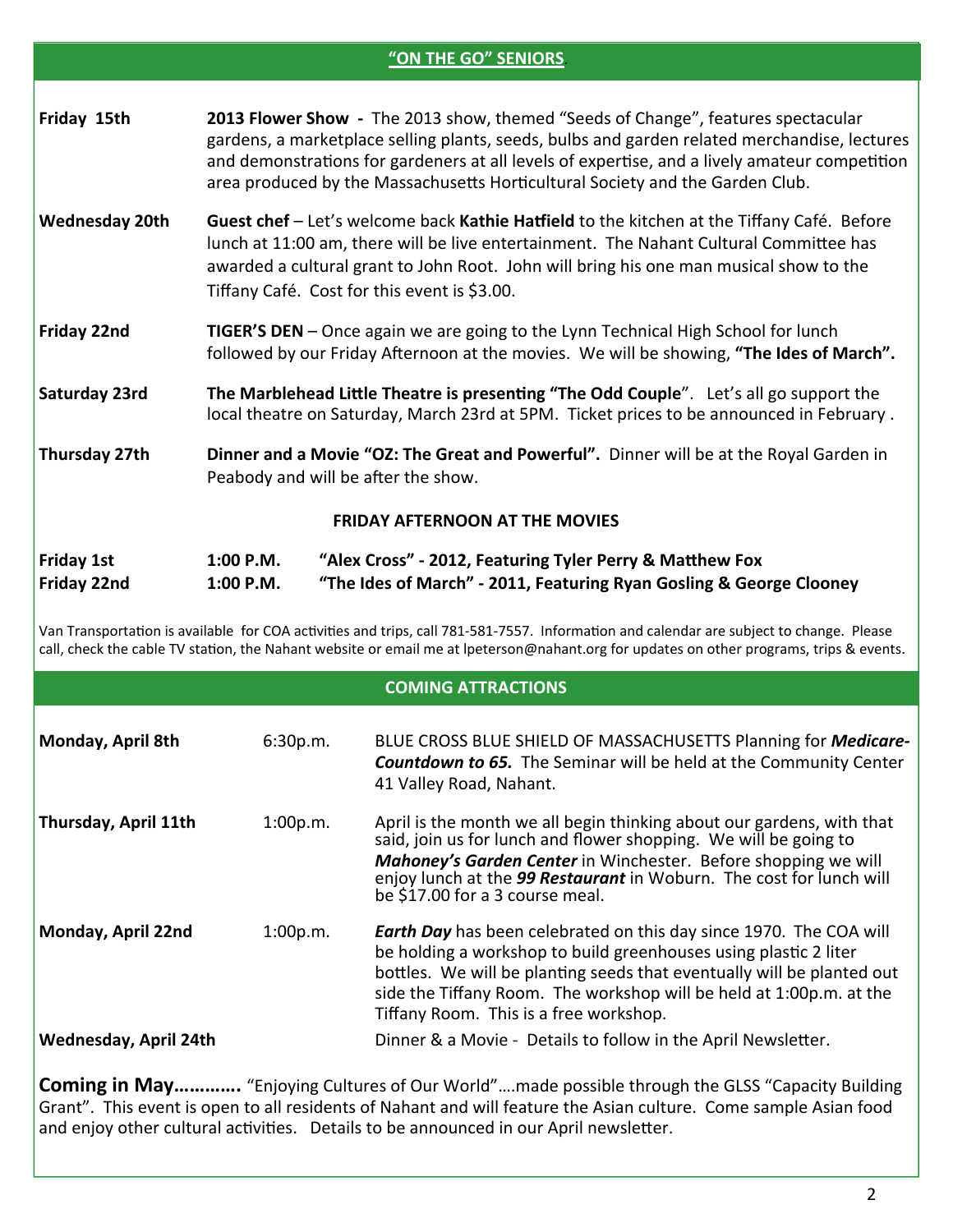## "ON THE GO" SENIORS

**Friday 15th** — **2013 Flower Show -** The 2013 show, themed "Seeds of Change", features spectacular gardens, a marketplace selling plants, seeds, bulbs and garden related merchandise, lectures and demonstrations for gardeners at all levels of expertise, and a lively amateur competition area produced by the Massachusetts Horticultural Society and the Garden Club.

**Wednesday 20th** — **Guest chef** – Let's welcome back **Kathie Hatfield** to the kitchen at the Tiffany Café. Before lunch at 11:00 am, there will be live entertainment. The Nahant Cultural Committee has awarded a cultural grant to John Root. John will bring his one man musical show to the Tiffany Café. Cost for this event is $3.00.

**Friday 22nd** — **TIGER'S DEN** – Once again we are going to the Lynn Technical High School for lunch followed by our Friday Afternoon at the movies. We will be showing, **"The Ides of March".**

**Saturday 23rd** — **The Marblehead Little Theatre is presenting "The Odd Couple**". Let's all go support the local theatre on Saturday, March 23rd at 5PM. Ticket prices to be announced in February .

**Thursday 27th** — **Dinner and a Movie "OZ: The Great and Powerful".** Dinner will be at the Royal Garden in Peabody and will be after the show.

### FRIDAY AFTERNOON AT THE MOVIES

| | | |
|---|---|---|
| **Friday 1st** | **1:00 P.M.** | **"Alex Cross" - 2012, Featuring Tyler Perry & Matthew Fox** |
| **Friday 22nd** | **1:00 P.M.** | **"The Ides of March" - 2011, Featuring Ryan Gosling & George Clooney** |

Van Transportation is available for COA activities and trips, call 781-581-7557. Information and calendar are subject to change. Please call, check the cable TV station, the Nahant website or email me at lpeterson@nahant.org for updates on other programs, trips & events.

## COMING ATTRACTIONS

| | | |
|---|---|---|
| **Monday, April 8th** | 6:30p.m. | BLUE CROSS BLUE SHIELD OF MASSACHUSETTS Planning for ***Medicare-Countdown to 65.*** The Seminar will be held at the Community Center 41 Valley Road, Nahant. |
| **Thursday, April 11th** | 1:00p.m. | April is the month we all begin thinking about our gardens, with that said, join us for lunch and flower shopping. We will be going to ***Mahoney's Garden Center*** in Winchester. Before shopping we will enjoy lunch at the ***99 Restaurant*** in Woburn. The cost for lunch will be $17.00 for a 3 course meal. |
| **Monday, April 22nd** | 1:00p.m. | ***Earth Day*** has been celebrated on this day since 1970. The COA will be holding a workshop to build greenhouses using plastic 2 liter bottles. We will be planting seeds that eventually will be planted out side the Tiffany Room. The workshop will be held at 1:00p.m. at the Tiffany Room. This is a free workshop. |
| **Wednesday, April 24th** | | Dinner & a Movie - Details to follow in the April Newsletter. |

**Coming in May…………** "Enjoying Cultures of Our World"….made possible through the GLSS "Capacity Building Grant". This event is open to all residents of Nahant and will feature the Asian culture. Come sample Asian food and enjoy other cultural activities. Details to be announced in our April newsletter.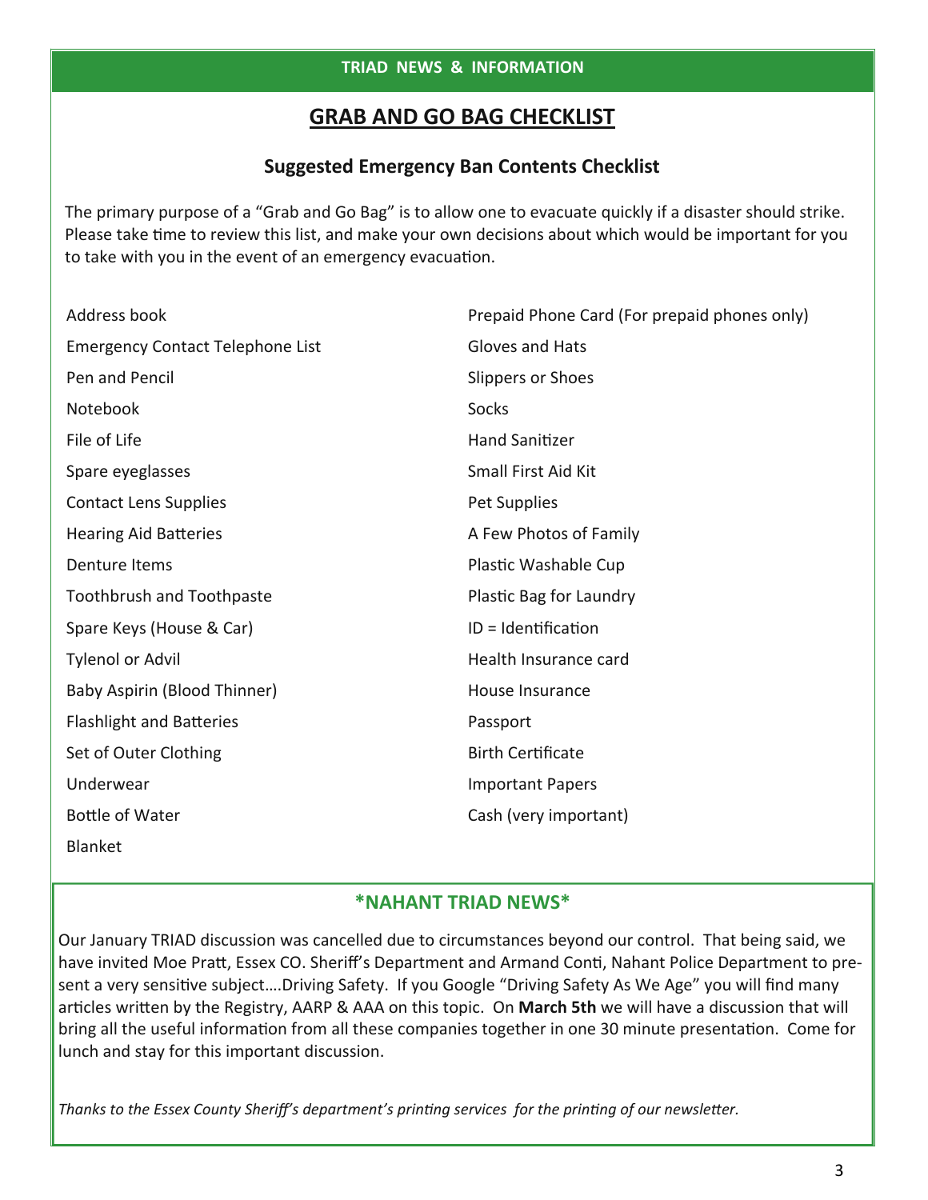**TRIAD NEWS & INFORMATION**

# GRAB AND GO BAG CHECKLIST

## Suggested Emergency Ban Contents Checklist

The primary purpose of a "Grab and Go Bag" is to allow one to evacuate quickly if a disaster should strike. Please take time to review this list, and make your own decisions about which would be important for you to take with you in the event of an emergency evacuation.

- Address book
- Emergency Contact Telephone List
- Pen and Pencil
- Notebook
- File of Life
- Spare eyeglasses
- Contact Lens Supplies
- Hearing Aid Batteries
- Denture Items
- Toothbrush and Toothpaste
- Spare Keys (House & Car)
- Tylenol or Advil
- Baby Aspirin (Blood Thinner)
- Flashlight and Batteries
- Set of Outer Clothing
- Underwear
- Bottle of Water
- Blanket
- Prepaid Phone Card (For prepaid phones only)
- Gloves and Hats
- Slippers or Shoes
- Socks
- Hand Sanitizer
- Small First Aid Kit
- Pet Supplies
- A Few Photos of Family
- Plastic Washable Cup
- Plastic Bag for Laundry
- ID = Identification
- Health Insurance card
- House Insurance
- Passport
- Birth Certificate
- Important Papers
- Cash (very important)

## *NAHANT TRIAD NEWS*

Our January TRIAD discussion was cancelled due to circumstances beyond our control. That being said, we have invited Moe Pratt, Essex CO. Sheriff's Department and Armand Conti, Nahant Police Department to present a very sensitive subject….Driving Safety. If you Google "Driving Safety As We Age" you will find many articles written by the Registry, AARP & AAA on this topic. On **March 5th** we will have a discussion that will bring all the useful information from all these companies together in one 30 minute presentation. Come for lunch and stay for this important discussion.

*Thanks to the Essex County Sheriff's department's printing services for the printing of our newsletter.*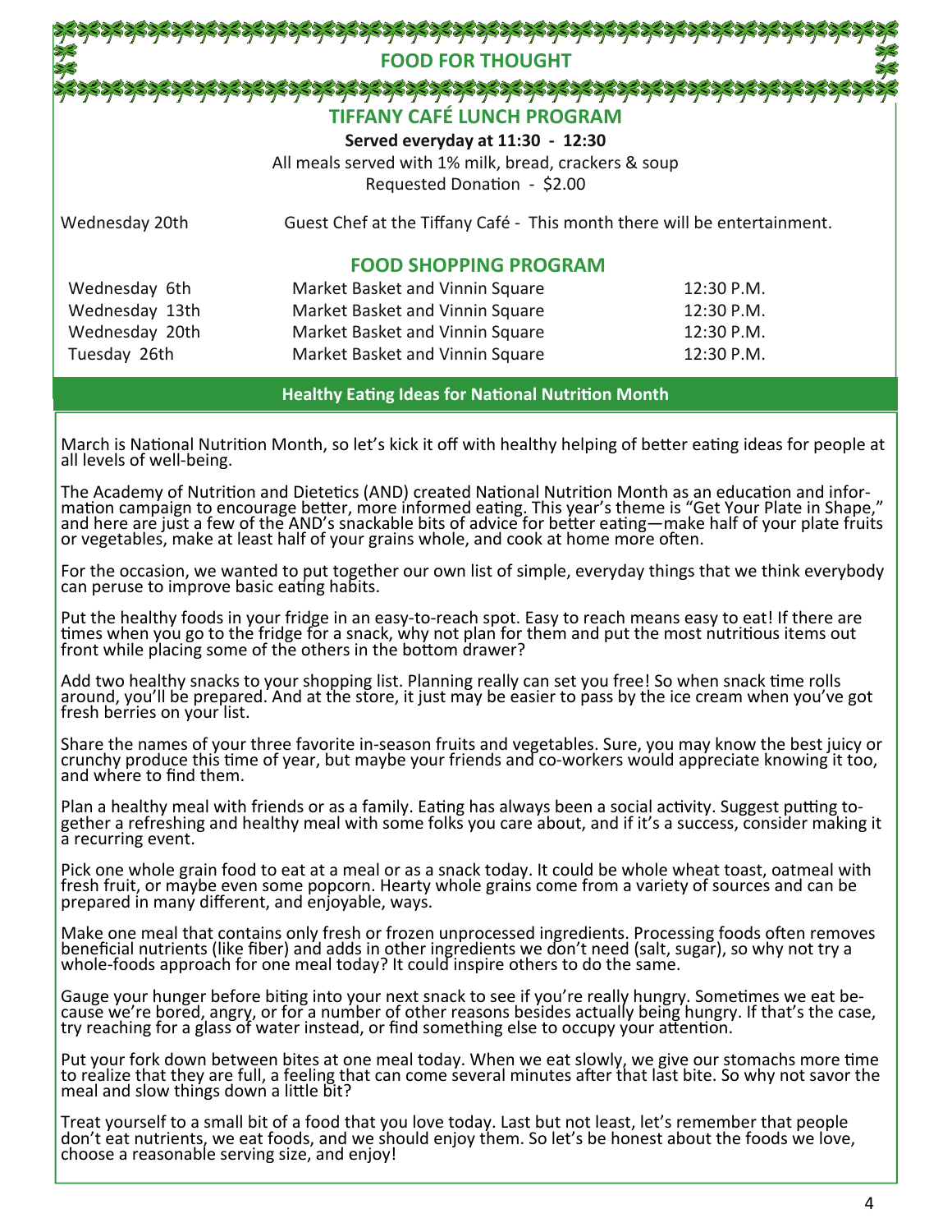# FOOD FOR THOUGHT

## TIFFANY CAFÉ LUNCH PROGRAM

**Served everyday at 11:30 - 12:30**

All meals served with 1% milk, bread, crackers & soup

Requested Donation - $2.00

Wednesday 20th — Guest Chef at the Tiffany Café - This month there will be entertainment.

## FOOD SHOPPING PROGRAM

| | | |
|---|---|---|
| Wednesday 6th | Market Basket and Vinnin Square | 12:30 P.M. |
| Wednesday 13th | Market Basket and Vinnin Square | 12:30 P.M. |
| Wednesday 20th | Market Basket and Vinnin Square | 12:30 P.M. |
| Tuesday 26th | Market Basket and Vinnin Square | 12:30 P.M. |

## Healthy Eating Ideas for National Nutrition Month

March is National Nutrition Month, so let's kick it off with healthy helping of better eating ideas for people at all levels of well-being.

The Academy of Nutrition and Dietetics (AND) created National Nutrition Month as an education and information campaign to encourage better, more informed eating. This year's theme is "Get Your Plate in Shape," and here are just a few of the AND's snackable bits of advice for better eating—make half of your plate fruits or vegetables, make at least half of your grains whole, and cook at home more often.

For the occasion, we wanted to put together our own list of simple, everyday things that we think everybody can peruse to improve basic eating habits.

Put the healthy foods in your fridge in an easy-to-reach spot. Easy to reach means easy to eat! If there are times when you go to the fridge for a snack, why not plan for them and put the most nutritious items out front while placing some of the others in the bottom drawer?

Add two healthy snacks to your shopping list. Planning really can set you free! So when snack time rolls around, you'll be prepared. And at the store, it just may be easier to pass by the ice cream when you've got fresh berries on your list.

Share the names of your three favorite in-season fruits and vegetables. Sure, you may know the best juicy or crunchy produce this time of year, but maybe your friends and co-workers would appreciate knowing it too, and where to find them.

Plan a healthy meal with friends or as a family. Eating has always been a social activity. Suggest putting together a refreshing and healthy meal with some folks you care about, and if it's a success, consider making it a recurring event.

Pick one whole grain food to eat at a meal or as a snack today. It could be whole wheat toast, oatmeal with fresh fruit, or maybe even some popcorn. Hearty whole grains come from a variety of sources and can be prepared in many different, and enjoyable, ways.

Make one meal that contains only fresh or frozen unprocessed ingredients. Processing foods often removes beneficial nutrients (like fiber) and adds in other ingredients we don't need (salt, sugar), so why not try a whole-foods approach for one meal today? It could inspire others to do the same.

Gauge your hunger before biting into your next snack to see if you're really hungry. Sometimes we eat because we're bored, angry, or for a number of other reasons besides actually being hungry. If that's the case, try reaching for a glass of water instead, or find something else to occupy your attention.

Put your fork down between bites at one meal today. When we eat slowly, we give our stomachs more time to realize that they are full, a feeling that can come several minutes after that last bite. So why not savor the meal and slow things down a little bit?

Treat yourself to a small bit of a food that you love today. Last but not least, let's remember that people don't eat nutrients, we eat foods, and we should enjoy them. So let's be honest about the foods we love, choose a reasonable serving size, and enjoy!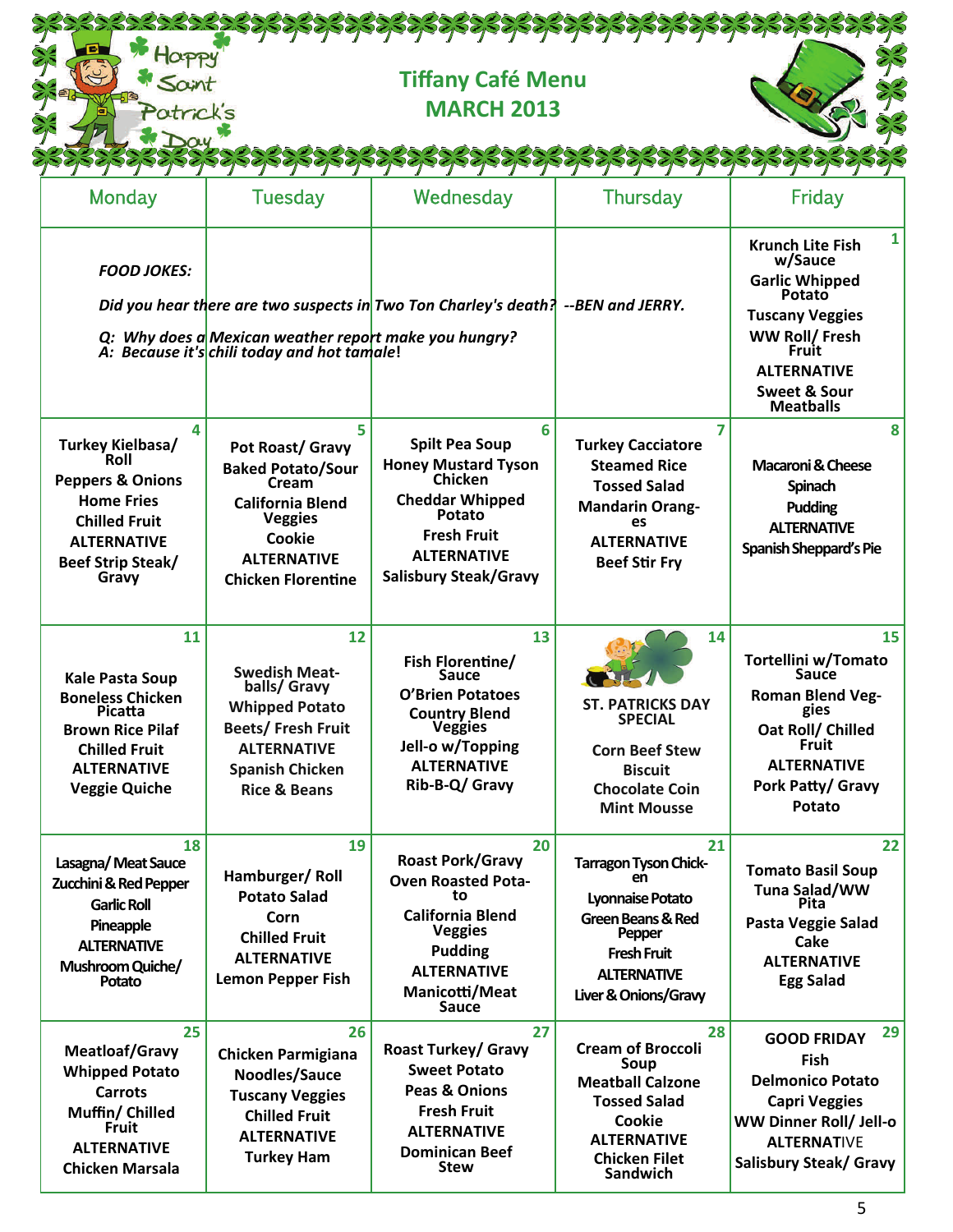# Tiffany Café Menu
## MARCH 2013

| Monday | Tuesday | Wednesday | Thursday | Friday |
|---|---|---|---|---|
| *FOOD JOKES:* *Did you hear there are two suspects in Two Ton Charley's death? --BEN and JERRY.* *Q: Why does a Mexican weather report make you hungry?* *A: Because it's chili today and hot tamale!* | | | | **1** Krunch Lite Fish w/Sauce, Garlic Whipped Potato, Tuscany Veggies, WW Roll/ Fresh Fruit, ALTERNATIVE, Sweet & Sour Meatballs |
| **4** Turkey Kielbasa/ Roll, Peppers & Onions, Home Fries, Chilled Fruit, ALTERNATIVE, Beef Strip Steak/ Gravy | **5** Pot Roast/ Gravy, Baked Potato/Sour Cream, California Blend Veggies, Cookie, ALTERNATIVE, Chicken Florentine | **6** Spilt Pea Soup, Honey Mustard Tyson Chicken, Cheddar Whipped Potato, Fresh Fruit, ALTERNATIVE, Salisbury Steak/Gravy | **7** Turkey Cacciatore, Steamed Rice, Tossed Salad, Mandarin Oranges, ALTERNATIVE, Beef Stir Fry | **8** Macaroni & Cheese, Spinach, Pudding, ALTERNATIVE, Spanish Sheppard's Pie |
| **11** Kale Pasta Soup, Boneless Chicken Picatta, Brown Rice Pilaf, Chilled Fruit, ALTERNATIVE, Veggie Quiche | **12** Swedish Meatballs/ Gravy, Whipped Potato, Beets/ Fresh Fruit, ALTERNATIVE, Spanish Chicken, Rice & Beans | **13** Fish Florentine/ Sauce, O'Brien Potatoes, Country Blend Veggies, Jell-o w/Topping, ALTERNATIVE, Rib-B-Q/ Gravy | **14** ST. PATRICKS DAY SPECIAL, Corn Beef Stew, Biscuit, Chocolate Coin, Mint Mousse | **15** Tortellini w/Tomato Sauce, Roman Blend Veggies, Oat Roll/ Chilled Fruit, ALTERNATIVE, Pork Patty/ Gravy, Potato |
| **18** Lasagna/ Meat Sauce, Zucchini & Red Pepper, Garlic Roll, Pineapple, ALTERNATIVE, Mushroom Quiche/ Potato | **19** Hamburger/ Roll, Potato Salad, Corn, Chilled Fruit, ALTERNATIVE, Lemon Pepper Fish | **20** Roast Pork/Gravy, Oven Roasted Potato, California Blend Veggies, Pudding, ALTERNATIVE, Manicotti/Meat Sauce | **21** Tarragon Tyson Chicken, Lyonnaise Potato, Green Beans & Red Pepper, Fresh Fruit, ALTERNATIVE, Liver & Onions/Gravy | **22** Tomato Basil Soup, Tuna Salad/WW Pita, Pasta Veggie Salad, Cake, ALTERNATIVE, Egg Salad |
| **25** Meatloaf/Gravy, Whipped Potato, Carrots, Muffin/ Chilled Fruit, ALTERNATIVE, Chicken Marsala | **26** Chicken Parmigiana, Noodles/Sauce, Tuscany Veggies, Chilled Fruit, ALTERNATIVE, Turkey Ham | **27** Roast Turkey/ Gravy, Sweet Potato, Peas & Onions, Fresh Fruit, ALTERNATIVE, Dominican Beef Stew | **28** Cream of Broccoli Soup, Meatball Calzone, Tossed Salad, Cookie, ALTERNATIVE, Chicken Filet Sandwich | **29** GOOD FRIDAY, Fish, Delmonico Potato, Capri Veggies, WW Dinner Roll/ Jell-o, ALTERNATIVE, Salisbury Steak/ Gravy |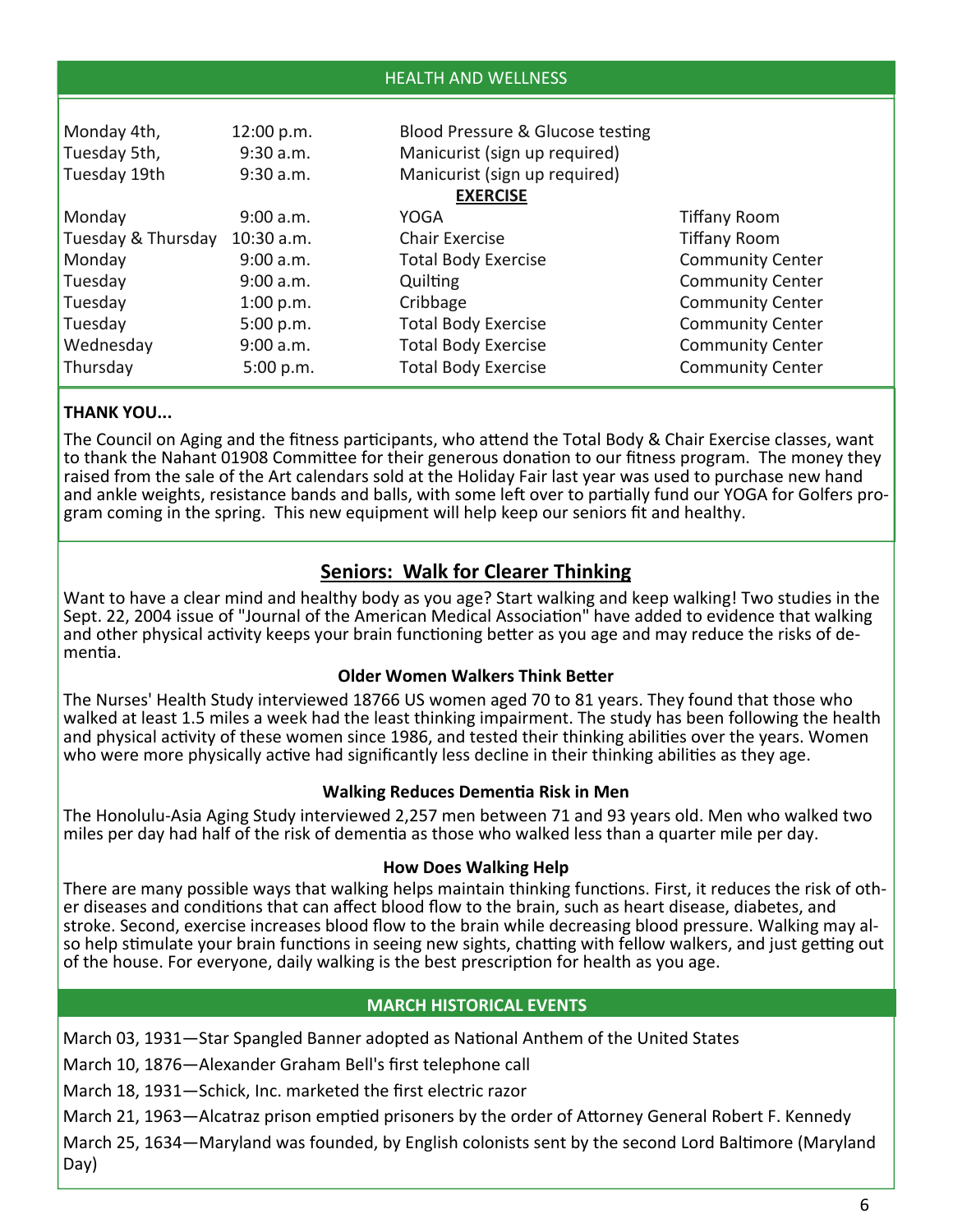## HEALTH AND WELLNESS

| | | | |
|---|---|---|---|
| Monday 4th, | 12:00 p.m. | Blood Pressure & Glucose testing | |
| Tuesday 5th, | 9:30 a.m. | Manicurist (sign up required) | |
| Tuesday 19th | 9:30 a.m. | Manicurist (sign up required) | |
| | | **EXERCISE** | |
| Monday | 9:00 a.m. | YOGA | Tiffany Room |
| Tuesday & Thursday | 10:30 a.m. | Chair Exercise | Tiffany Room |
| Monday | 9:00 a.m. | Total Body Exercise | Community Center |
| Tuesday | 9:00 a.m. | Quilting | Community Center |
| Tuesday | 1:00 p.m. | Cribbage | Community Center |
| Tuesday | 5:00 p.m. | Total Body Exercise | Community Center |
| Wednesday | 9:00 a.m. | Total Body Exercise | Community Center |
| Thursday | 5:00 p.m. | Total Body Exercise | Community Center |

**THANK YOU...**

The Council on Aging and the fitness participants, who attend the Total Body & Chair Exercise classes, want to thank the Nahant 01908 Committee for their generous donation to our fitness program. The money they raised from the sale of the Art calendars sold at the Holiday Fair last year was used to purchase new hand and ankle weights, resistance bands and balls, with some left over to partially fund our YOGA for Golfers program coming in the spring. This new equipment will help keep our seniors fit and healthy.

## Seniors: Walk for Clearer Thinking

Want to have a clear mind and healthy body as you age? Start walking and keep walking! Two studies in the Sept. 22, 2004 issue of "Journal of the American Medical Association" have added to evidence that walking and other physical activity keeps your brain functioning better as you age and may reduce the risks of dementia.

### Older Women Walkers Think Better

The Nurses' Health Study interviewed 18766 US women aged 70 to 81 years. They found that those who walked at least 1.5 miles a week had the least thinking impairment. The study has been following the health and physical activity of these women since 1986, and tested their thinking abilities over the years. Women who were more physically active had significantly less decline in their thinking abilities as they age.

### Walking Reduces Dementia Risk in Men

The Honolulu-Asia Aging Study interviewed 2,257 men between 71 and 93 years old. Men who walked two miles per day had half of the risk of dementia as those who walked less than a quarter mile per day.

### How Does Walking Help

There are many possible ways that walking helps maintain thinking functions. First, it reduces the risk of other diseases and conditions that can affect blood flow to the brain, such as heart disease, diabetes, and stroke. Second, exercise increases blood flow to the brain while decreasing blood pressure. Walking may also help stimulate your brain functions in seeing new sights, chatting with fellow walkers, and just getting out of the house. For everyone, daily walking is the best prescription for health as you age.

## MARCH HISTORICAL EVENTS

March 03, 1931—Star Spangled Banner adopted as National Anthem of the United States

March 10, 1876—Alexander Graham Bell's first telephone call

March 18, 1931—Schick, Inc. marketed the first electric razor

March 21, 1963—Alcatraz prison emptied prisoners by the order of Attorney General Robert F. Kennedy

March 25, 1634—Maryland was founded, by English colonists sent by the second Lord Baltimore (Maryland Day)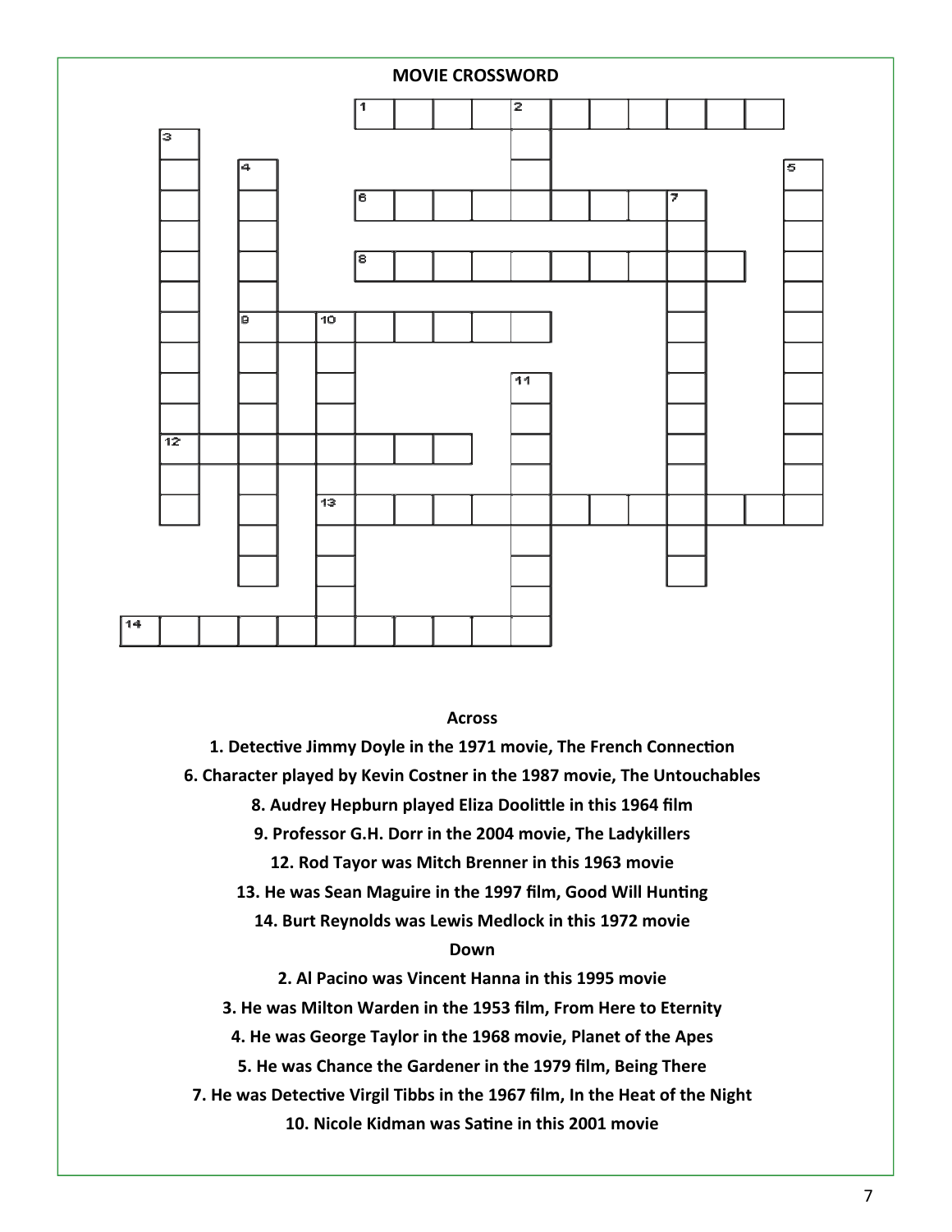# MOVIE CROSSWORD

**Across**

**1. Detective Jimmy Doyle in the 1971 movie, The French Connection**

**6. Character played by Kevin Costner in the 1987 movie, The Untouchables**

**8. Audrey Hepburn played Eliza Doolittle in this 1964 film**

**9. Professor G.H. Dorr in the 2004 movie, The Ladykillers**

**12. Rod Tayor was Mitch Brenner in this 1963 movie**

**13. He was Sean Maguire in the 1997 film, Good Will Hunting**

**14. Burt Reynolds was Lewis Medlock in this 1972 movie**

**Down**

**2. Al Pacino was Vincent Hanna in this 1995 movie**

**3. He was Milton Warden in the 1953 film, From Here to Eternity**

**4. He was George Taylor in the 1968 movie, Planet of the Apes**

**5. He was Chance the Gardener in the 1979 film, Being There**

**7. He was Detective Virgil Tibbs in the 1967 film, In the Heat of the Night**

**10. Nicole Kidman was Satine in this 2001 movie**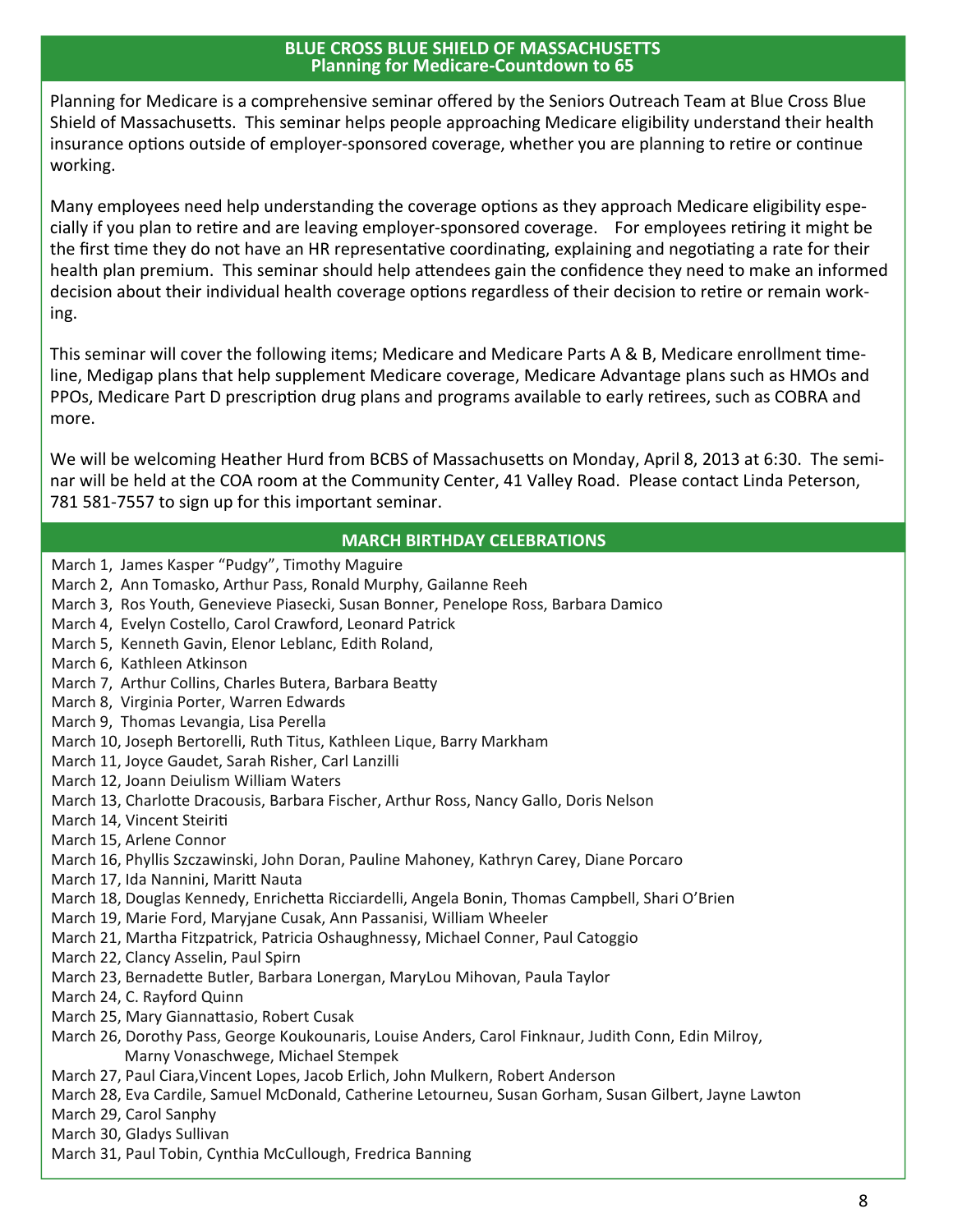## BLUE CROSS BLUE SHIELD OF MASSACHUSETTS
## Planning for Medicare-Countdown to 65

Planning for Medicare is a comprehensive seminar offered by the Seniors Outreach Team at Blue Cross Blue Shield of Massachusetts. This seminar helps people approaching Medicare eligibility understand their health insurance options outside of employer-sponsored coverage, whether you are planning to retire or continue working.

Many employees need help understanding the coverage options as they approach Medicare eligibility especially if you plan to retire and are leaving employer-sponsored coverage. For employees retiring it might be the first time they do not have an HR representative coordinating, explaining and negotiating a rate for their health plan premium. This seminar should help attendees gain the confidence they need to make an informed decision about their individual health coverage options regardless of their decision to retire or remain working.

This seminar will cover the following items; Medicare and Medicare Parts A & B, Medicare enrollment timeline, Medigap plans that help supplement Medicare coverage, Medicare Advantage plans such as HMOs and PPOs, Medicare Part D prescription drug plans and programs available to early retirees, such as COBRA and more.

We will be welcoming Heather Hurd from BCBS of Massachusetts on Monday, April 8, 2013 at 6:30. The seminar will be held at the COA room at the Community Center, 41 Valley Road. Please contact Linda Peterson, 781 581-7557 to sign up for this important seminar.

## MARCH BIRTHDAY CELEBRATIONS

March 1, James Kasper "Pudgy", Timothy Maguire
March 2, Ann Tomasko, Arthur Pass, Ronald Murphy, Gailanne Reeh
March 3, Ros Youth, Genevieve Piasecki, Susan Bonner, Penelope Ross, Barbara Damico
March 4, Evelyn Costello, Carol Crawford, Leonard Patrick
March 5, Kenneth Gavin, Elenor Leblanc, Edith Roland,
March 6, Kathleen Atkinson
March 7, Arthur Collins, Charles Butera, Barbara Beatty
March 8, Virginia Porter, Warren Edwards
March 9, Thomas Levangia, Lisa Perella
March 10, Joseph Bertorelli, Ruth Titus, Kathleen Lique, Barry Markham
March 11, Joyce Gaudet, Sarah Risher, Carl Lanzilli
March 12, Joann Deiulism William Waters
March 13, Charlotte Dracousis, Barbara Fischer, Arthur Ross, Nancy Gallo, Doris Nelson
March 14, Vincent Steiriti
March 15, Arlene Connor
March 16, Phyllis Szczawinski, John Doran, Pauline Mahoney, Kathryn Carey, Diane Porcaro
March 17, Ida Nannini, Maritt Nauta
March 18, Douglas Kennedy, Enrichetta Ricciardelli, Angela Bonin, Thomas Campbell, Shari O'Brien
March 19, Marie Ford, Maryjane Cusak, Ann Passanisi, William Wheeler
March 21, Martha Fitzpatrick, Patricia Oshaughnessy, Michael Conner, Paul Catoggio
March 22, Clancy Asselin, Paul Spirn
March 23, Bernadette Butler, Barbara Lonergan, MaryLou Mihovan, Paula Taylor
March 24, C. Rayford Quinn
March 25, Mary Giannattasio, Robert Cusak
March 26, Dorothy Pass, George Koukounaris, Louise Anders, Carol Finknaur, Judith Conn, Edin Milroy, Marny Vonaschwege, Michael Stempek
March 27, Paul Ciara,Vincent Lopes, Jacob Erlich, John Mulkern, Robert Anderson
March 28, Eva Cardile, Samuel McDonald, Catherine Letourneu, Susan Gorham, Susan Gilbert, Jayne Lawton
March 29, Carol Sanphy
March 30, Gladys Sullivan
March 31, Paul Tobin, Cynthia McCullough, Fredrica Banning